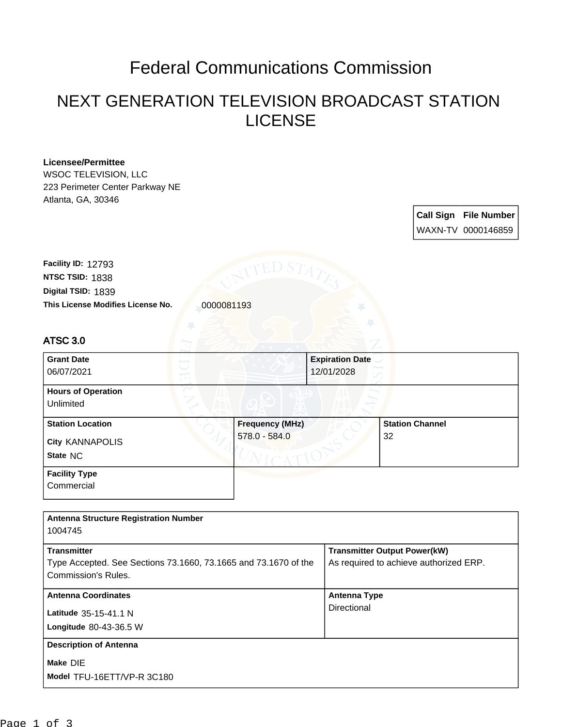# Federal Communications Commission

## NEXT GENERATION TELEVISION BROADCAST STATION LICENSE

**Licensee/Permittee**
WSOC TELEVISION, LLC
223 Perimeter Center Parkway NE
Atlanta, GA, 30346

| Call Sign | File Number |
| --- | --- |
| WAXN-TV | 0000146859 |

**Facility ID:** 12793
**NTSC TSID:** 1838
**Digital TSID:** 1839
**This License Modifies License No.** 0000081193

### ATSC 3.0

| **Grant Date** | **Expiration Date** | |
| --- | --- | --- |
| 06/07/2021 | 12/01/2028 | |
| **Hours of Operation** | | |
| Unlimited | | |
| **Station Location** | **Frequency (MHz)** | **Station Channel** |
| City KANNAPOLIS<br>State NC | 578.0 - 584.0 | 32 |
| **Facility Type** | | |
| Commercial | | |

| **Antenna Structure Registration Number** | |
| --- | --- |
| 1004745 | |
| **Transmitter** | **Transmitter Output Power(kW)** |
| Type Accepted. See Sections 73.1660, 73.1665 and 73.1670 of the Commission's Rules. | As required to achieve authorized ERP. |
| **Antenna Coordinates** | **Antenna Type** |
| Latitude 35-15-41.1 N<br>Longitude 80-43-36.5 W | Directional |
| **Description of Antenna** | |
| Make DIE<br>Model TFU-16ETT/VP-R 3C180 | |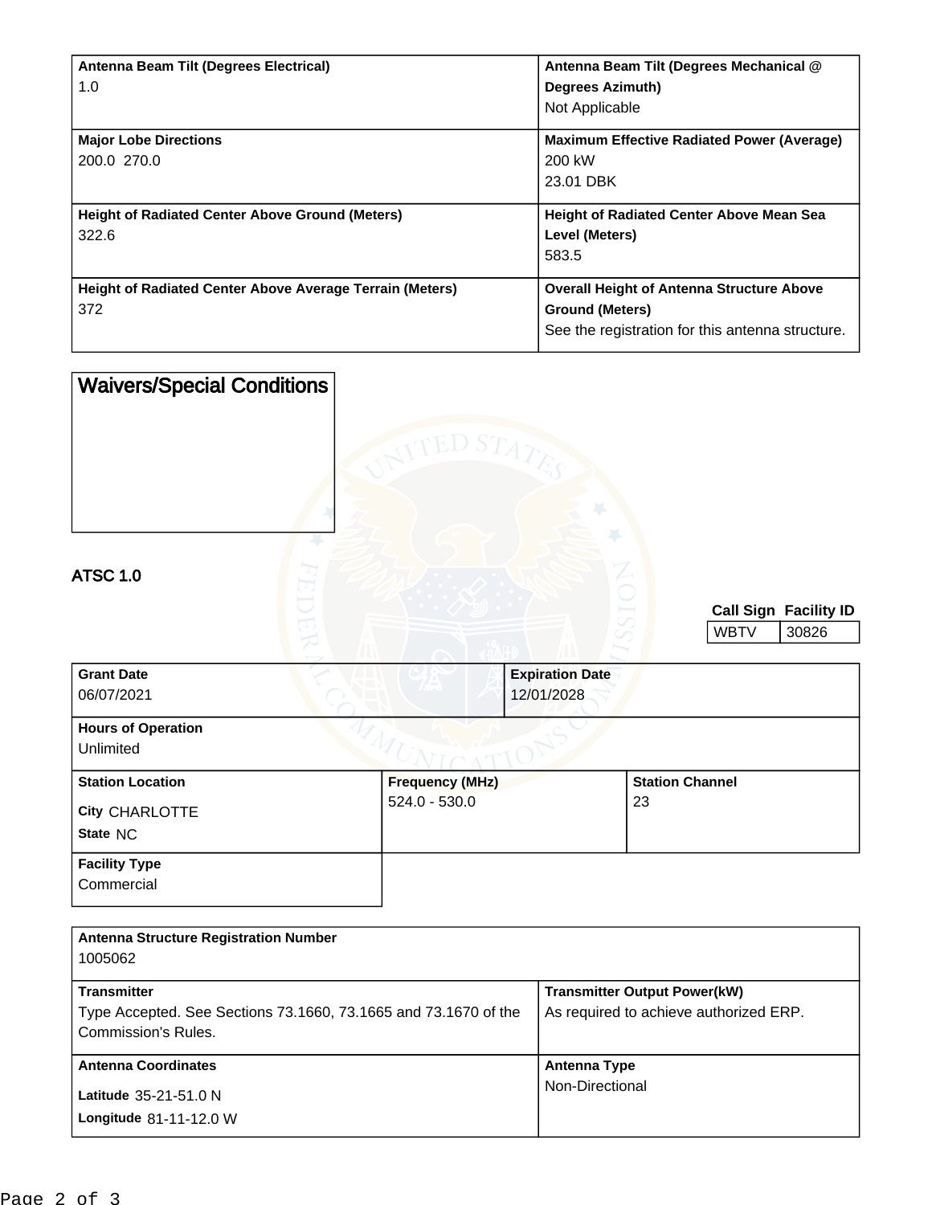| | |
|---|---|
| **Antenna Beam Tilt (Degrees Electrical)**<br>1.0 | **Antenna Beam Tilt (Degrees Mechanical @ Degrees Azimuth)**<br>Not Applicable |
| **Major Lobe Directions**<br>200.0 270.0 | **Maximum Effective Radiated Power (Average)**<br>200 kW<br>23.01 DBK |
| **Height of Radiated Center Above Ground (Meters)**<br>322.6 | **Height of Radiated Center Above Mean Sea Level (Meters)**<br>583.5 |
| **Height of Radiated Center Above Average Terrain (Meters)**<br>372 | **Overall Height of Antenna Structure Above Ground (Meters)**<br>See the registration for this antenna structure. |

## Waivers/Special Conditions

## ATSC 1.0

| Call Sign | Facility ID |
|---|---|
| WBTV | 30826 |

| | |
|---|---|
| **Grant Date**<br>06/07/2021 | **Expiration Date**<br>12/01/2028 |
| **Hours of Operation**<br>Unlimited | |

| | | |
|---|---|---|
| **Station Location**<br>City CHARLOTTE<br>State NC | **Frequency (MHz)**<br>524.0 - 530.0 | **Station Channel**<br>23 |
| **Facility Type**<br>Commercial | | |

| | |
|---|---|
| **Antenna Structure Registration Number**<br>1005062 | |
| **Transmitter**<br>Type Accepted. See Sections 73.1660, 73.1665 and 73.1670 of the Commission's Rules. | **Transmitter Output Power(kW)**<br>As required to achieve authorized ERP. |
| **Antenna Coordinates**<br>Latitude 35-21-51.0 N<br>Longitude 81-11-12.0 W | **Antenna Type**<br>Non-Directional |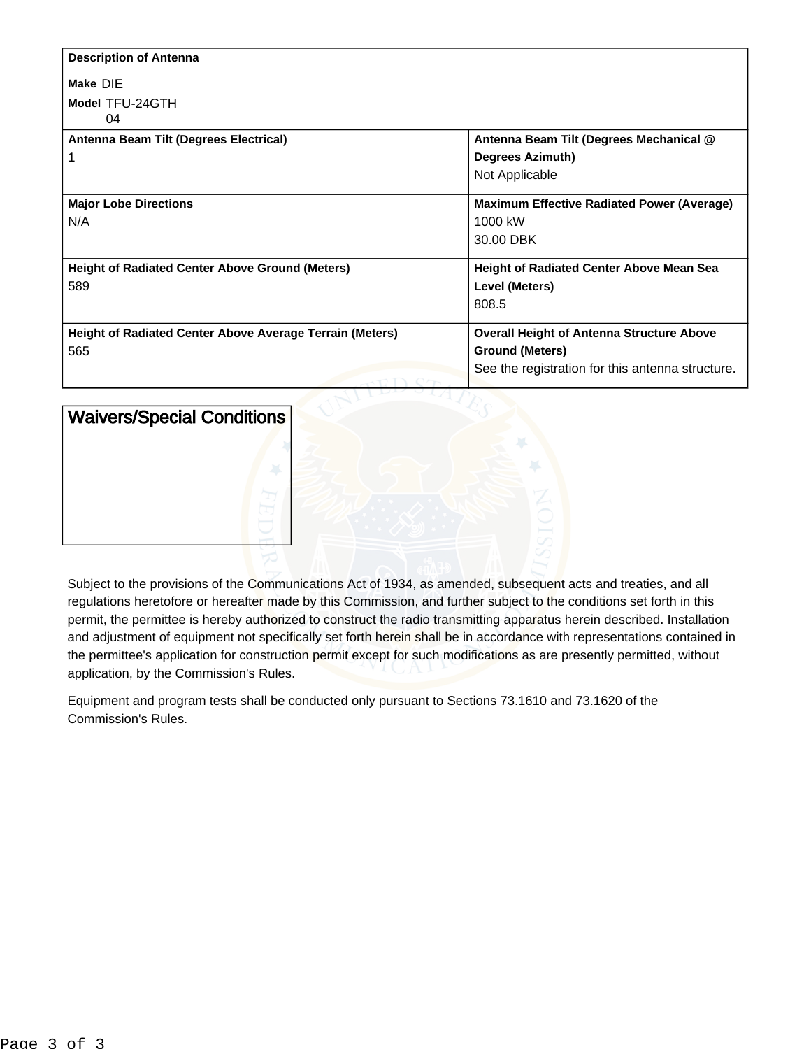| Description of Antenna | |
|---|---|
| **Make** DIE<br>**Model** TFU-24GTH 04 | |
| **Antenna Beam Tilt (Degrees Electrical)**<br>1 | **Antenna Beam Tilt (Degrees Mechanical @ Degrees Azimuth)**<br>Not Applicable |
| **Major Lobe Directions**<br>N/A | **Maximum Effective Radiated Power (Average)**<br>1000 kW<br>30.00 DBK |
| **Height of Radiated Center Above Ground (Meters)**<br>589 | **Height of Radiated Center Above Mean Sea Level (Meters)**<br>808.5 |
| **Height of Radiated Center Above Average Terrain (Meters)**<br>565 | **Overall Height of Antenna Structure Above Ground (Meters)**<br>See the registration for this antenna structure. |

## Waivers/Special Conditions

Subject to the provisions of the Communications Act of 1934, as amended, subsequent acts and treaties, and all regulations heretofore or hereafter made by this Commission, and further subject to the conditions set forth in this permit, the permittee is hereby authorized to construct the radio transmitting apparatus herein described. Installation and adjustment of equipment not specifically set forth herein shall be in accordance with representations contained in the permittee's application for construction permit except for such modifications as are presently permitted, without application, by the Commission's Rules.

Equipment and program tests shall be conducted only pursuant to Sections 73.1610 and 73.1620 of the Commission's Rules.